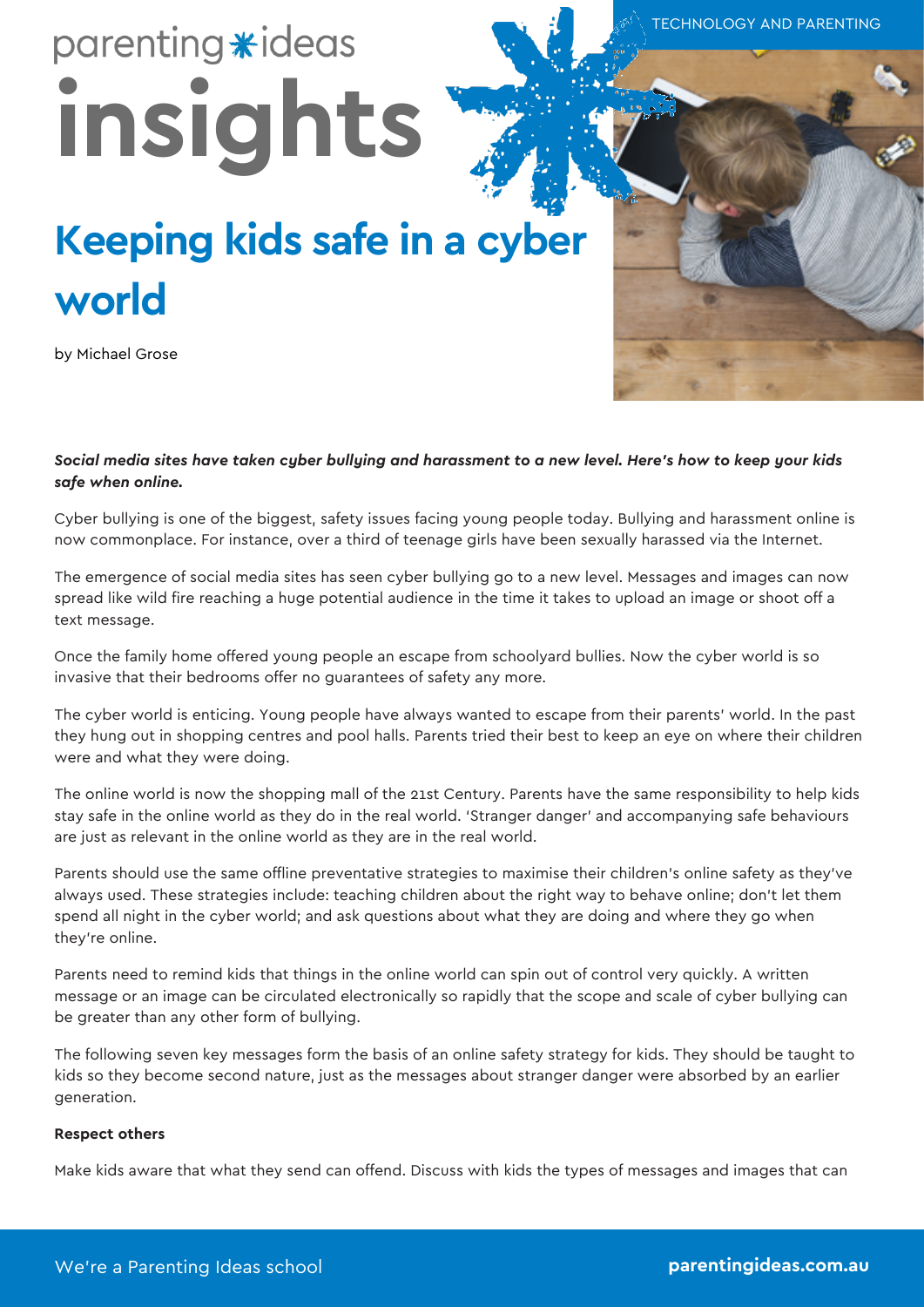parenting✱ideas

# insights

TECHNOLOGY AND PARENTING

## Keeping kids safe in a cyber world

by Michael Grose

***Social media sites have taken cyber bullying and harassment to a new level. Here's how to keep your kids safe when online.***

Cyber bullying is one of the biggest, safety issues facing young people today. Bullying and harassment online is now commonplace. For instance, over a third of teenage girls have been sexually harassed via the Internet.

The emergence of social media sites has seen cyber bullying go to a new level. Messages and images can now spread like wild fire reaching a huge potential audience in the time it takes to upload an image or shoot off a text message.

Once the family home offered young people an escape from schoolyard bullies. Now the cyber world is so invasive that their bedrooms offer no guarantees of safety any more.

The cyber world is enticing. Young people have always wanted to escape from their parents' world. In the past they hung out in shopping centres and pool halls. Parents tried their best to keep an eye on where their children were and what they were doing.

The online world is now the shopping mall of the 21st Century. Parents have the same responsibility to help kids stay safe in the online world as they do in the real world. 'Stranger danger' and accompanying safe behaviours are just as relevant in the online world as they are in the real world.

Parents should use the same offline preventative strategies to maximise their children's online safety as they've always used. These strategies include: teaching children about the right way to behave online; don't let them spend all night in the cyber world; and ask questions about what they are doing and where they go when they're online.

Parents need to remind kids that things in the online world can spin out of control very quickly. A written message or an image can be circulated electronically so rapidly that the scope and scale of cyber bullying can be greater than any other form of bullying.

The following seven key messages form the basis of an online safety strategy for kids. They should be taught to kids so they become second nature, just as the messages about stranger danger were absorbed by an earlier generation.

**Respect others**

Make kids aware that what they send can offend. Discuss with kids the types of messages and images that can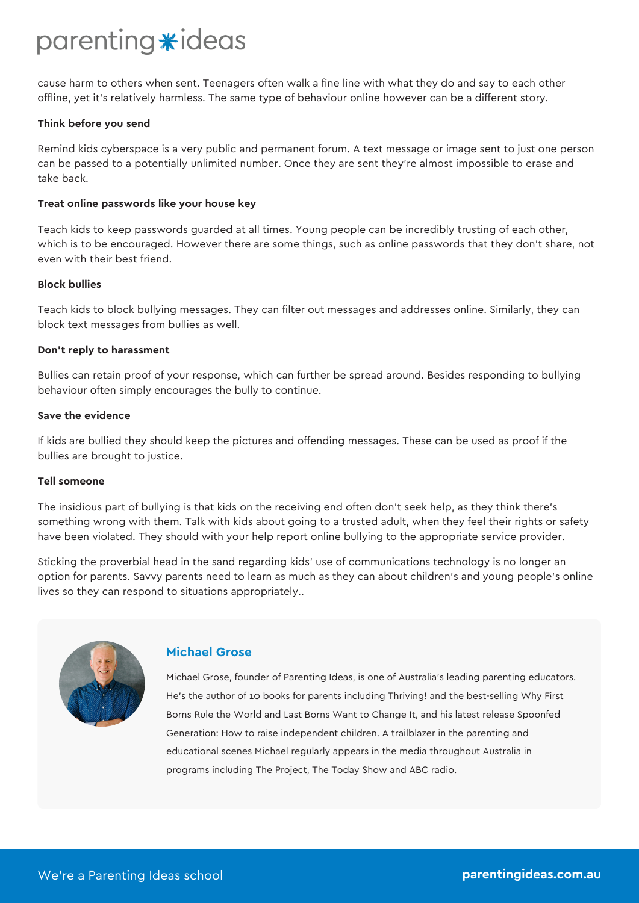cause harm to others when sent. Teenagers often walk a fine line with what they do and say to each other offline, yet it's relatively harmless. The same type of behaviour online however can be a different story.

**Think before you send**

Remind kids cyberspace is a very public and permanent forum. A text message or image sent to just one person can be passed to a potentially unlimited number. Once they are sent they're almost impossible to erase and take back.

**Treat online passwords like your house key**

Teach kids to keep passwords guarded at all times. Young people can be incredibly trusting of each other, which is to be encouraged. However there are some things, such as online passwords that they don't share, not even with their best friend.

**Block bullies**

Teach kids to block bullying messages. They can filter out messages and addresses online. Similarly, they can block text messages from bullies as well.

**Don't reply to harassment**

Bullies can retain proof of your response, which can further be spread around. Besides responding to bullying behaviour often simply encourages the bully to continue.

**Save the evidence**

If kids are bullied they should keep the pictures and offending messages. These can be used as proof if the bullies are brought to justice.

**Tell someone**

The insidious part of bullying is that kids on the receiving end often don't seek help, as they think there's something wrong with them. Talk with kids about going to a trusted adult, when they feel their rights or safety have been violated. They should with your help report online bullying to the appropriate service provider.

Sticking the proverbial head in the sand regarding kids' use of communications technology is no longer an option for parents. Savvy parents need to learn as much as they can about children's and young people's online lives so they can respond to situations appropriately..

### Michael Grose

Michael Grose, founder of Parenting Ideas, is one of Australia's leading parenting educators. He's the author of 10 books for parents including Thriving! and the best-selling Why First Borns Rule the World and Last Borns Want to Change It, and his latest release Spoonfed Generation: How to raise independent children. A trailblazer in the parenting and educational scenes Michael regularly appears in the media throughout Australia in programs including The Project, The Today Show and ABC radio.